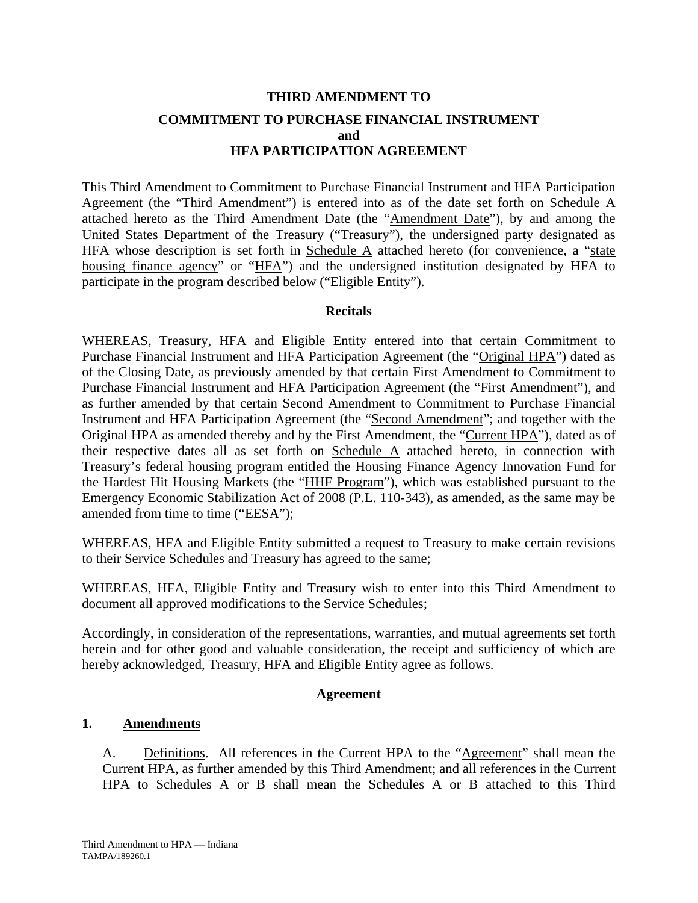**THIRD AMENDMENT TO**

**COMMITMENT TO PURCHASE FINANCIAL INSTRUMENT**
**and**
**HFA PARTICIPATION AGREEMENT**

This Third Amendment to Commitment to Purchase Financial Instrument and HFA Participation Agreement (the "Third Amendment") is entered into as of the date set forth on Schedule A attached hereto as the Third Amendment Date (the "Amendment Date"), by and among the United States Department of the Treasury ("Treasury"), the undersigned party designated as HFA whose description is set forth in Schedule A attached hereto (for convenience, a "state housing finance agency" or "HFA") and the undersigned institution designated by HFA to participate in the program described below ("Eligible Entity").

**Recitals**

WHEREAS, Treasury, HFA and Eligible Entity entered into that certain Commitment to Purchase Financial Instrument and HFA Participation Agreement (the "Original HPA") dated as of the Closing Date, as previously amended by that certain First Amendment to Commitment to Purchase Financial Instrument and HFA Participation Agreement (the "First Amendment"), and as further amended by that certain Second Amendment to Commitment to Purchase Financial Instrument and HFA Participation Agreement (the "Second Amendment"; and together with the Original HPA as amended thereby and by the First Amendment, the "Current HPA"), dated as of their respective dates all as set forth on Schedule A attached hereto, in connection with Treasury's federal housing program entitled the Housing Finance Agency Innovation Fund for the Hardest Hit Housing Markets (the "HHF Program"), which was established pursuant to the Emergency Economic Stabilization Act of 2008 (P.L. 110-343), as amended, as the same may be amended from time to time ("EESA");

WHEREAS, HFA and Eligible Entity submitted a request to Treasury to make certain revisions to their Service Schedules and Treasury has agreed to the same;

WHEREAS, HFA, Eligible Entity and Treasury wish to enter into this Third Amendment to document all approved modifications to the Service Schedules;

Accordingly, in consideration of the representations, warranties, and mutual agreements set forth herein and for other good and valuable consideration, the receipt and sufficiency of which are hereby acknowledged, Treasury, HFA and Eligible Entity agree as follows.

**Agreement**

**1. Amendments**

A. Definitions. All references in the Current HPA to the "Agreement" shall mean the Current HPA, as further amended by this Third Amendment; and all references in the Current HPA to Schedules A or B shall mean the Schedules A or B attached to this Third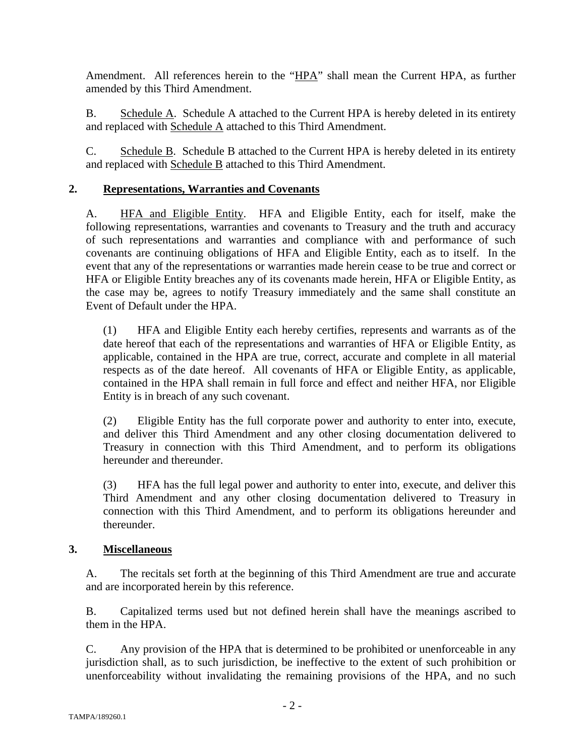Amendment. All references herein to the "HPA" shall mean the Current HPA, as further amended by this Third Amendment.

B. Schedule A. Schedule A attached to the Current HPA is hereby deleted in its entirety and replaced with Schedule A attached to this Third Amendment.

C. Schedule B. Schedule B attached to the Current HPA is hereby deleted in its entirety and replaced with Schedule B attached to this Third Amendment.

## 2. Representations, Warranties and Covenants

A. HFA and Eligible Entity. HFA and Eligible Entity, each for itself, make the following representations, warranties and covenants to Treasury and the truth and accuracy of such representations and warranties and compliance with and performance of such covenants are continuing obligations of HFA and Eligible Entity, each as to itself. In the event that any of the representations or warranties made herein cease to be true and correct or HFA or Eligible Entity breaches any of its covenants made herein, HFA or Eligible Entity, as the case may be, agrees to notify Treasury immediately and the same shall constitute an Event of Default under the HPA.

(1) HFA and Eligible Entity each hereby certifies, represents and warrants as of the date hereof that each of the representations and warranties of HFA or Eligible Entity, as applicable, contained in the HPA are true, correct, accurate and complete in all material respects as of the date hereof. All covenants of HFA or Eligible Entity, as applicable, contained in the HPA shall remain in full force and effect and neither HFA, nor Eligible Entity is in breach of any such covenant.

(2) Eligible Entity has the full corporate power and authority to enter into, execute, and deliver this Third Amendment and any other closing documentation delivered to Treasury in connection with this Third Amendment, and to perform its obligations hereunder and thereunder.

(3) HFA has the full legal power and authority to enter into, execute, and deliver this Third Amendment and any other closing documentation delivered to Treasury in connection with this Third Amendment, and to perform its obligations hereunder and thereunder.

## 3. Miscellaneous

A. The recitals set forth at the beginning of this Third Amendment are true and accurate and are incorporated herein by this reference.

B. Capitalized terms used but not defined herein shall have the meanings ascribed to them in the HPA.

C. Any provision of the HPA that is determined to be prohibited or unenforceable in any jurisdiction shall, as to such jurisdiction, be ineffective to the extent of such prohibition or unenforceability without invalidating the remaining provisions of the HPA, and no such

TAMPA/189260.1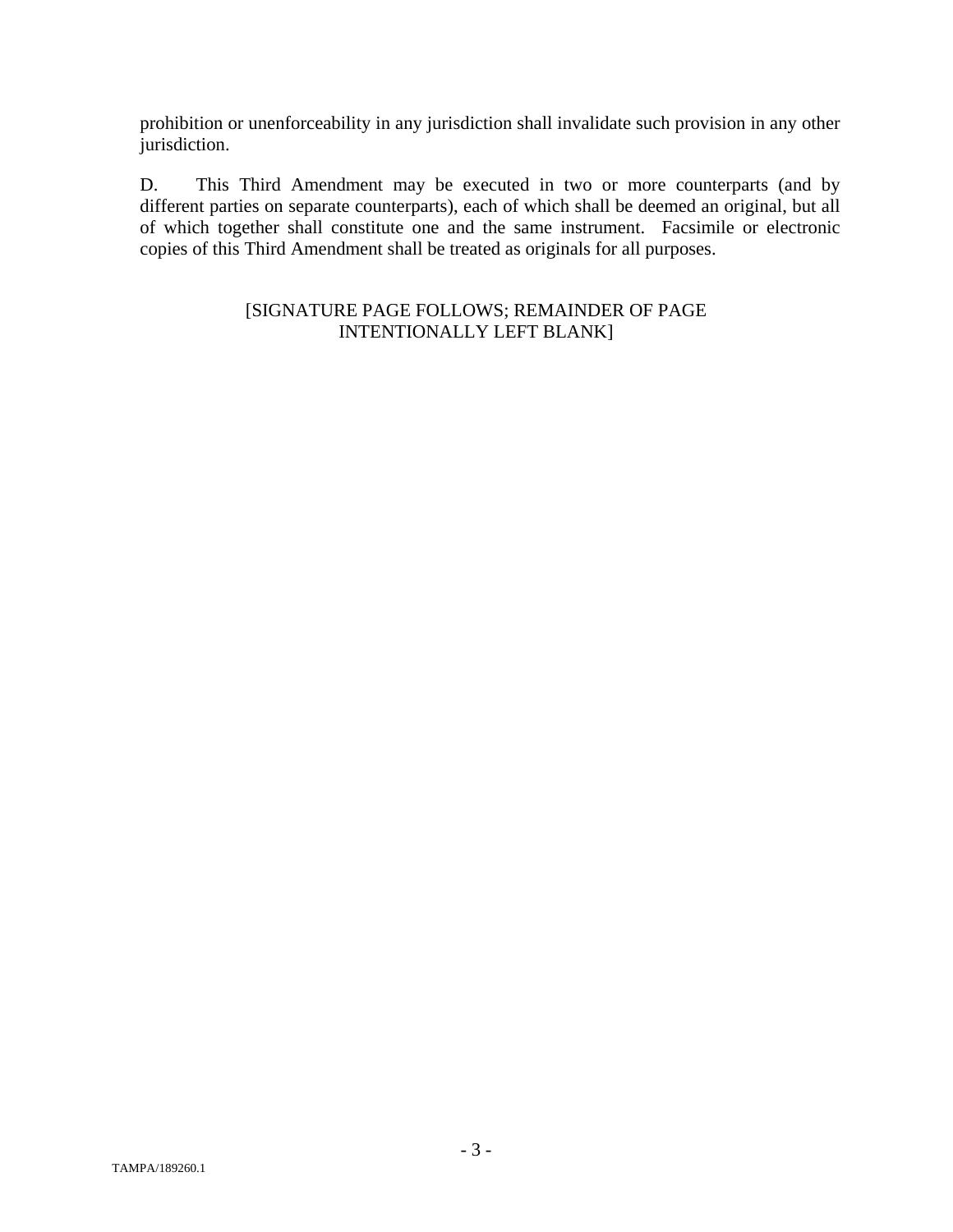prohibition or unenforceability in any jurisdiction shall invalidate such provision in any other jurisdiction.

D. This Third Amendment may be executed in two or more counterparts (and by different parties on separate counterparts), each of which shall be deemed an original, but all of which together shall constitute one and the same instrument. Facsimile or electronic copies of this Third Amendment shall be treated as originals for all purposes.

[SIGNATURE PAGE FOLLOWS; REMAINDER OF PAGE INTENTIONALLY LEFT BLANK]

TAMPA/189260.1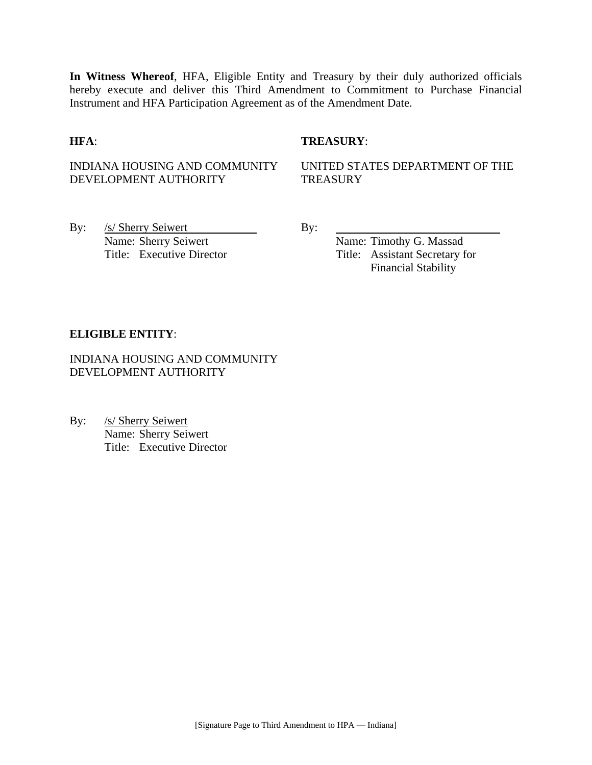**In Witness Whereof**, HFA, Eligible Entity and Treasury by their duly authorized officials hereby execute and deliver this Third Amendment to Commitment to Purchase Financial Instrument and HFA Participation Agreement as of the Amendment Date.

**HFA**:

INDIANA HOUSING AND COMMUNITY DEVELOPMENT AUTHORITY

By: /s/ Sherry Seiwert
Name: Sherry Seiwert
Title: Executive Director

**TREASURY**:

UNITED STATES DEPARTMENT OF THE TREASURY

By: ______________________________
Name: Timothy G. Massad
Title: Assistant Secretary for Financial Stability

**ELIGIBLE ENTITY**:

INDIANA HOUSING AND COMMUNITY DEVELOPMENT AUTHORITY

By: /s/ Sherry Seiwert
Name: Sherry Seiwert
Title: Executive Director

[Signature Page to Third Amendment to HPA — Indiana]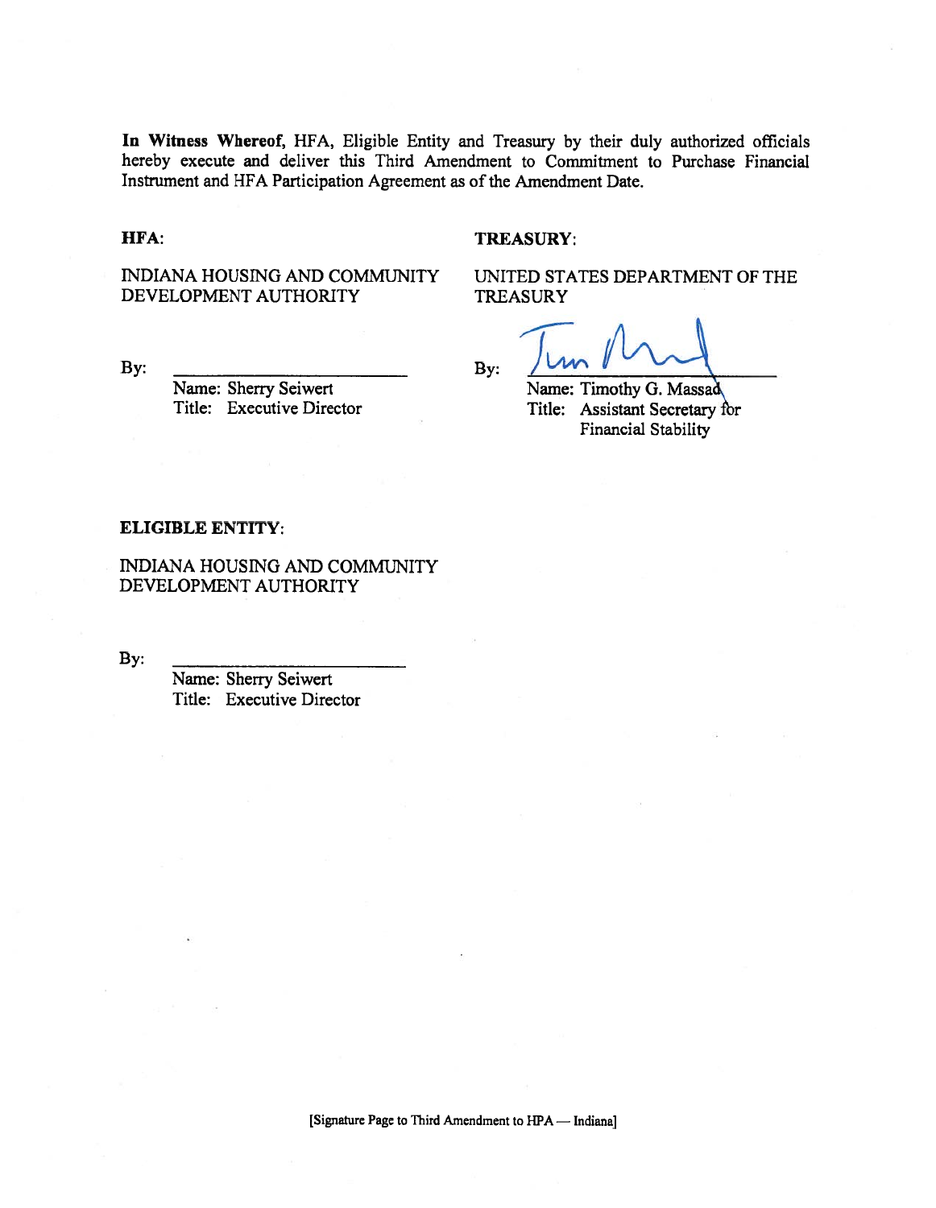**In Witness Whereof,** HFA, Eligible Entity and Treasury by their duly authorized officials hereby execute and deliver this Third Amendment to Commitment to Purchase Financial Instrument and HFA Participation Agreement as of the Amendment Date.

**HFA:**

INDIANA HOUSING AND COMMUNITY DEVELOPMENT AUTHORITY

By: \_\_\_\_\_\_\_\_\_\_\_\_\_\_\_\_\_\_\_\_\_\_\_\_

Name: Sherry Seiwert
Title: Executive Director

**TREASURY:**

UNITED STATES DEPARTMENT OF THE TREASURY

By: \_\_\_\_\_\_\_\_\_\_\_\_\_\_\_\_\_\_\_\_\_\_\_\_

Name: Timothy G. Massad
Title: Assistant Secretary for Financial Stability

**ELIGIBLE ENTITY:**

INDIANA HOUSING AND COMMUNITY DEVELOPMENT AUTHORITY

By: \_\_\_\_\_\_\_\_\_\_\_\_\_\_\_\_\_\_\_\_\_\_\_\_

Name: Sherry Seiwert
Title: Executive Director

[Signature Page to Third Amendment to HPA — Indiana]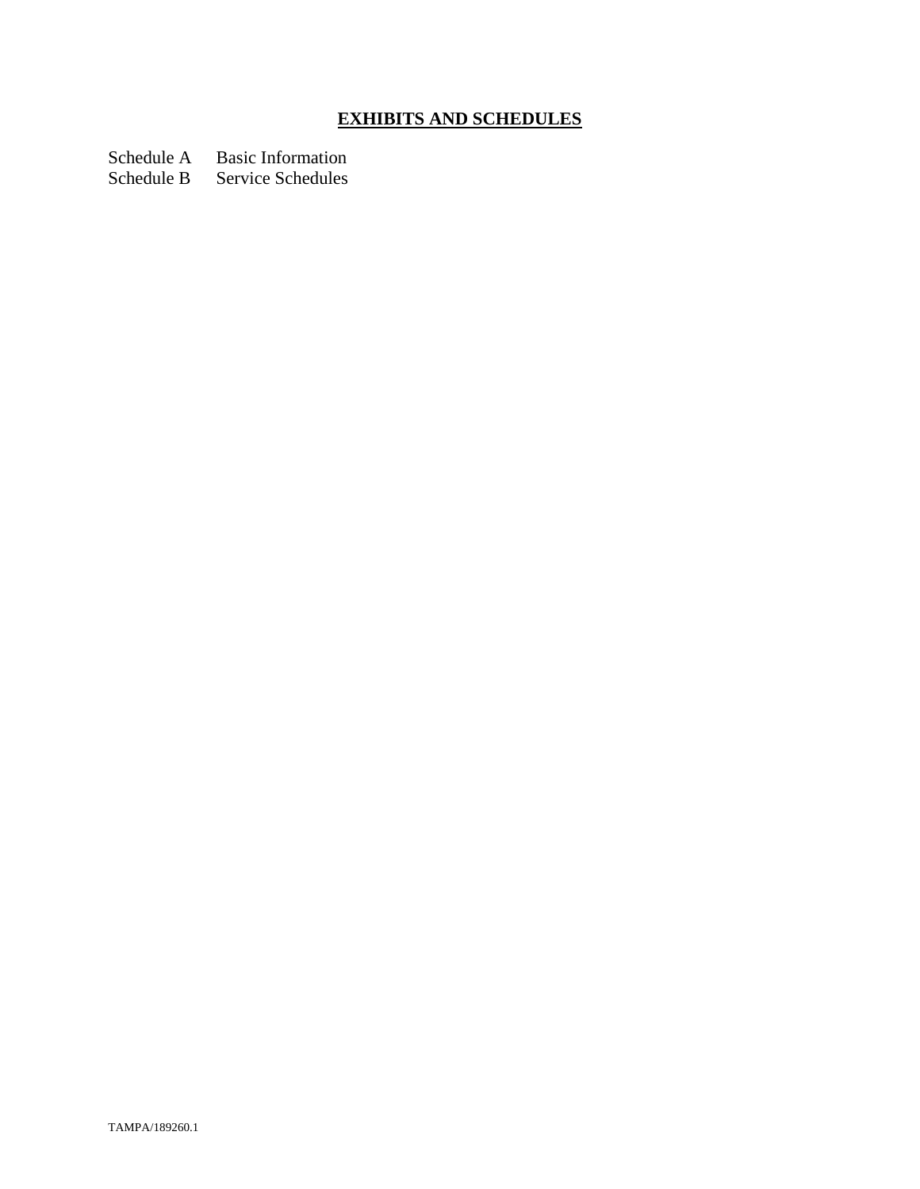# **EXHIBITS AND SCHEDULES**

Schedule A Basic Information
Schedule B Service Schedules

TAMPA/189260.1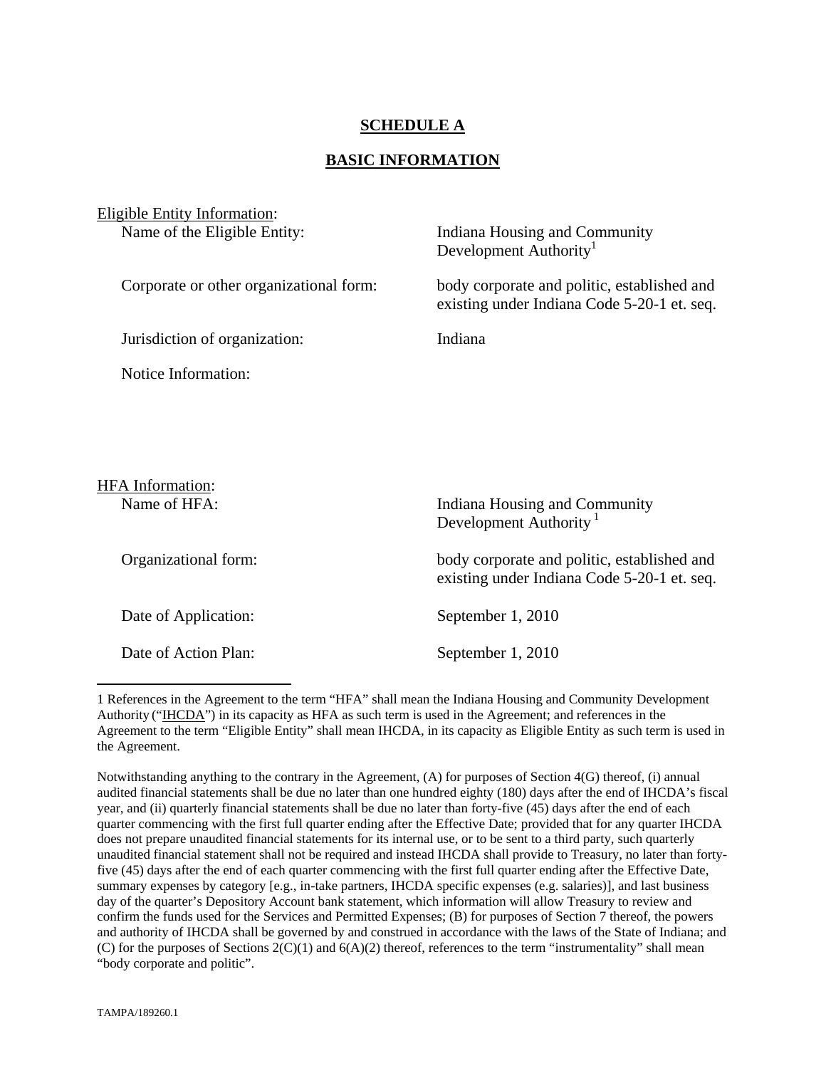# SCHEDULE A

## BASIC INFORMATION

Eligible Entity Information:

| | |
|---|---|
| Name of the Eligible Entity: | Indiana Housing and Community Development Authority[1] |
| Corporate or other organizational form: | body corporate and politic, established and existing under Indiana Code 5-20-1 et. seq. |
| Jurisdiction of organization: | Indiana |
| Notice Information: | |

HFA Information:

| | |
|---|---|
| Name of HFA: | Indiana Housing and Community Development Authority[1] |
| Organizational form: | body corporate and politic, established and existing under Indiana Code 5-20-1 et. seq. |
| Date of Application: | September 1, 2010 |
| Date of Action Plan: | September 1, 2010 |

---

1 References in the Agreement to the term "HFA" shall mean the Indiana Housing and Community Development Authority ("IHCDA") in its capacity as HFA as such term is used in the Agreement; and references in the Agreement to the term "Eligible Entity" shall mean IHCDA, in its capacity as Eligible Entity as such term is used in the Agreement.

Notwithstanding anything to the contrary in the Agreement, (A) for purposes of Section 4(G) thereof, (i) annual audited financial statements shall be due no later than one hundred eighty (180) days after the end of IHCDA's fiscal year, and (ii) quarterly financial statements shall be due no later than forty-five (45) days after the end of each quarter commencing with the first full quarter ending after the Effective Date; provided that for any quarter IHCDA does not prepare unaudited financial statements for its internal use, or to be sent to a third party, such quarterly unaudited financial statement shall not be required and instead IHCDA shall provide to Treasury, no later than forty-five (45) days after the end of each quarter commencing with the first full quarter ending after the Effective Date, summary expenses by category [e.g., in-take partners, IHCDA specific expenses (e.g. salaries)], and last business day of the quarter's Depository Account bank statement, which information will allow Treasury to review and confirm the funds used for the Services and Permitted Expenses; (B) for purposes of Section 7 thereof, the powers and authority of IHCDA shall be governed by and construed in accordance with the laws of the State of Indiana; and (C) for the purposes of Sections 2(C)(1) and 6(A)(2) thereof, references to the term "instrumentality" shall mean "body corporate and politic".

TAMPA/189260.1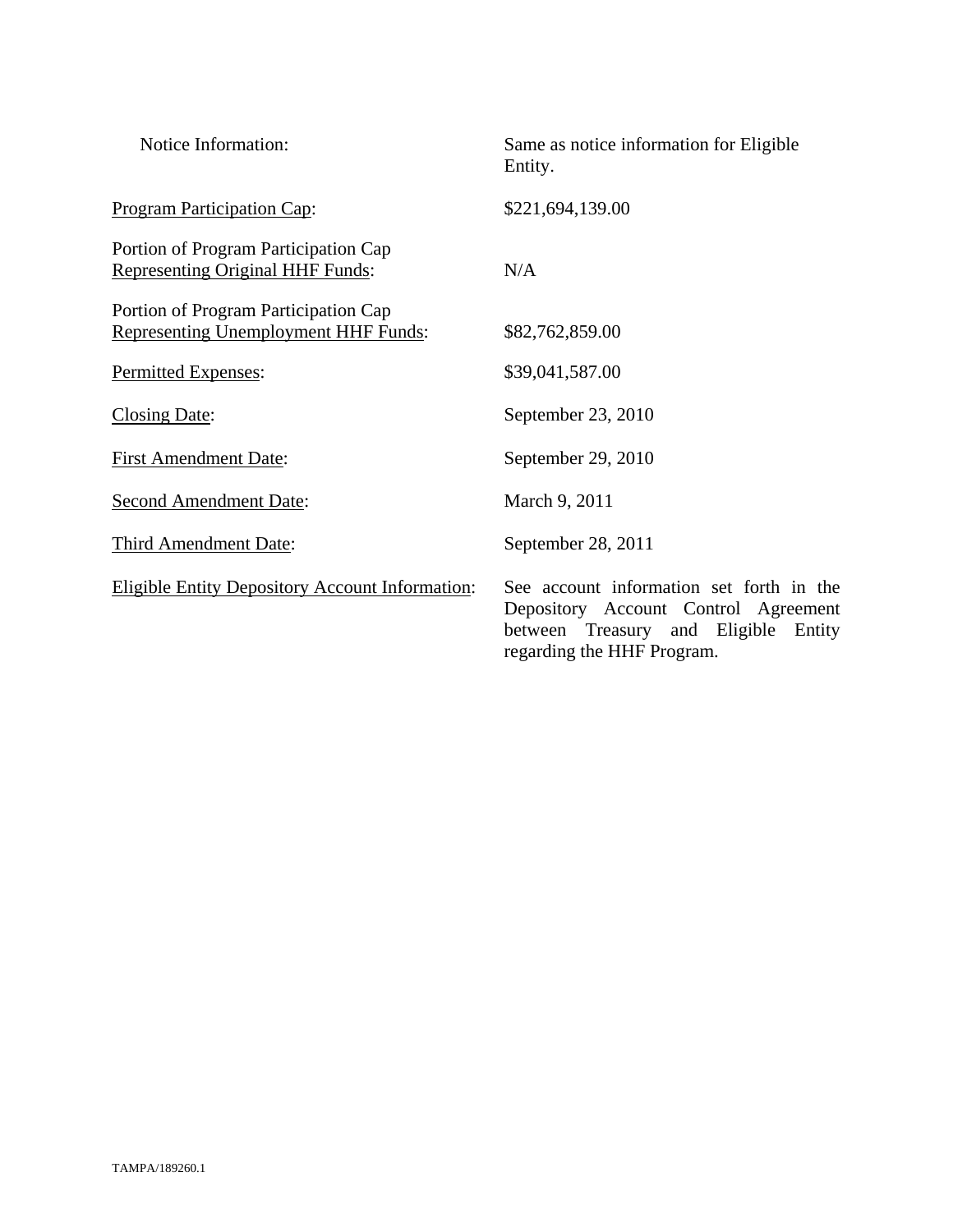| | |
|---|---|
| Notice Information: | Same as notice information for Eligible Entity. |
| Program Participation Cap: | $221,694,139.00 |
| Portion of Program Participation Cap Representing Original HHF Funds: | N/A |
| Portion of Program Participation Cap Representing Unemployment HHF Funds: | $82,762,859.00 |
| Permitted Expenses: | $39,041,587.00 |
| Closing Date: | September 23, 2010 |
| First Amendment Date: | September 29, 2010 |
| Second Amendment Date: | March 9, 2011 |
| Third Amendment Date: | September 28, 2011 |
| Eligible Entity Depository Account Information: | See account information set forth in the Depository Account Control Agreement between Treasury and Eligible Entity regarding the HHF Program. |

TAMPA/189260.1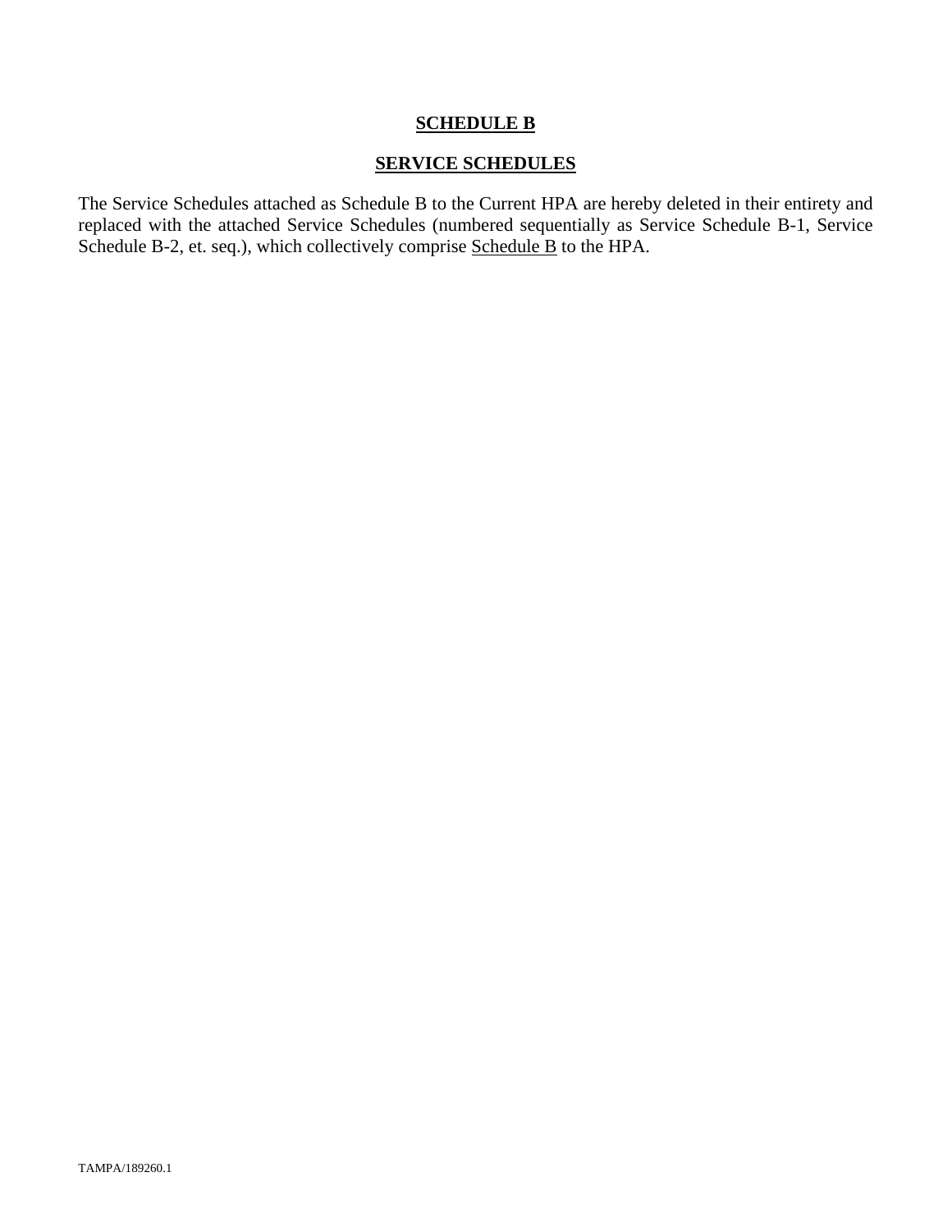# **SCHEDULE B**

## **SERVICE SCHEDULES**

The Service Schedules attached as Schedule B to the Current HPA are hereby deleted in their entirety and replaced with the attached Service Schedules (numbered sequentially as Service Schedule B-1, Service Schedule B-2, et. seq.), which collectively comprise Schedule B to the HPA.

TAMPA/189260.1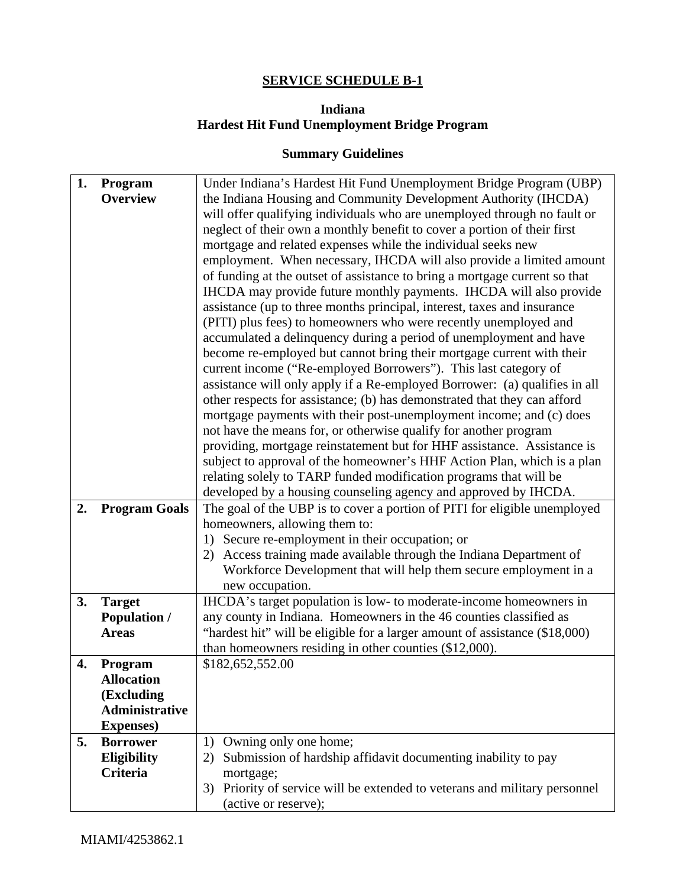**SERVICE SCHEDULE B-1**

**Indiana**
**Hardest Hit Fund Unemployment Bridge Program**

**Summary Guidelines**

| | |
|---|---|
| **1. Program Overview** | Under Indiana's Hardest Hit Fund Unemployment Bridge Program (UBP) the Indiana Housing and Community Development Authority (IHCDA) will offer qualifying individuals who are unemployed through no fault or neglect of their own a monthly benefit to cover a portion of their first mortgage and related expenses while the individual seeks new employment. When necessary, IHCDA will also provide a limited amount of funding at the outset of assistance to bring a mortgage current so that IHCDA may provide future monthly payments. IHCDA will also provide assistance (up to three months principal, interest, taxes and insurance (PITI) plus fees) to homeowners who were recently unemployed and accumulated a delinquency during a period of unemployment and have become re-employed but cannot bring their mortgage current with their current income ("Re-employed Borrowers"). This last category of assistance will only apply if a Re-employed Borrower: (a) qualifies in all other respects for assistance; (b) has demonstrated that they can afford mortgage payments with their post-unemployment income; and (c) does not have the means for, or otherwise qualify for another program providing, mortgage reinstatement but for HHF assistance. Assistance is subject to approval of the homeowner's HHF Action Plan, which is a plan relating solely to TARP funded modification programs that will be developed by a housing counseling agency and approved by IHCDA. |
| **2. Program Goals** | The goal of the UBP is to cover a portion of PITI for eligible unemployed homeowners, allowing them to:<br>1) Secure re-employment in their occupation; or<br>2) Access training made available through the Indiana Department of Workforce Development that will help them secure employment in a new occupation. |
| **3. Target Population / Areas** | IHCDA's target population is low- to moderate-income homeowners in any county in Indiana. Homeowners in the 46 counties classified as "hardest hit" will be eligible for a larger amount of assistance ($18,000) than homeowners residing in other counties ($12,000). |
| **4. Program Allocation (Excluding Administrative Expenses)** | $182,652,552.00 |
| **5. Borrower Eligibility Criteria** | 1) Owning only one home;<br>2) Submission of hardship affidavit documenting inability to pay mortgage;<br>3) Priority of service will be extended to veterans and military personnel (active or reserve); |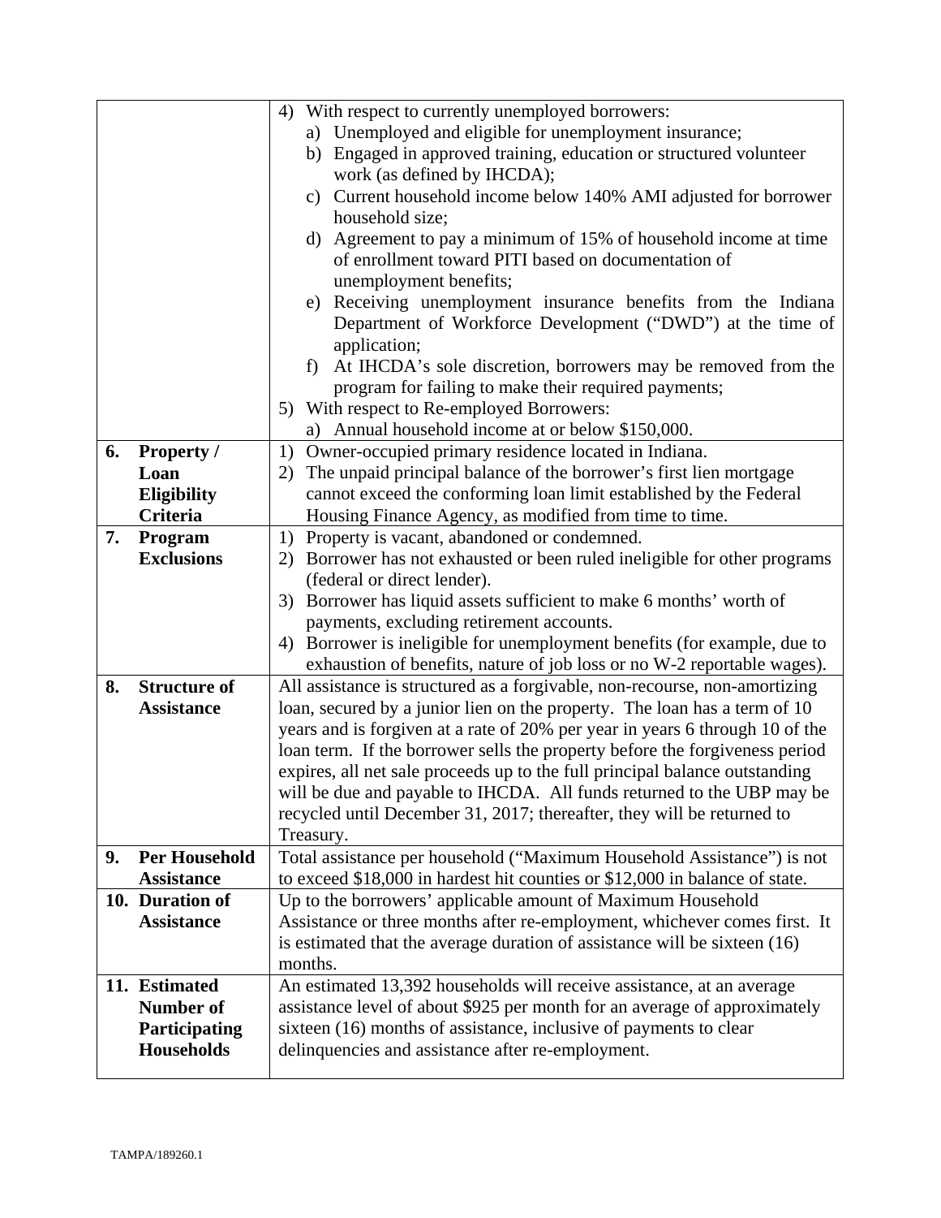| | |
|---|---|
| | 4) With respect to currently unemployed borrowers:<br>a) Unemployed and eligible for unemployment insurance;<br>b) Engaged in approved training, education or structured volunteer work (as defined by IHCDA);<br>c) Current household income below 140% AMI adjusted for borrower household size;<br>d) Agreement to pay a minimum of 15% of household income at time of enrollment toward PITI based on documentation of unemployment benefits;<br>e) Receiving unemployment insurance benefits from the Indiana Department of Workforce Development ("DWD") at the time of application;<br>f) At IHCDA's sole discretion, borrowers may be removed from the program for failing to make their required payments;<br>5) With respect to Re-employed Borrowers:<br>a) Annual household income at or below $150,000. |
| **6. Property / Loan Eligibility Criteria** | 1) Owner-occupied primary residence located in Indiana.<br>2) The unpaid principal balance of the borrower's first lien mortgage cannot exceed the conforming loan limit established by the Federal Housing Finance Agency, as modified from time to time. |
| **7. Program Exclusions** | 1) Property is vacant, abandoned or condemned.<br>2) Borrower has not exhausted or been ruled ineligible for other programs (federal or direct lender).<br>3) Borrower has liquid assets sufficient to make 6 months' worth of payments, excluding retirement accounts.<br>4) Borrower is ineligible for unemployment benefits (for example, due to exhaustion of benefits, nature of job loss or no W-2 reportable wages). |
| **8. Structure of Assistance** | All assistance is structured as a forgivable, non-recourse, non-amortizing loan, secured by a junior lien on the property. The loan has a term of 10 years and is forgiven at a rate of 20% per year in years 6 through 10 of the loan term. If the borrower sells the property before the forgiveness period expires, all net sale proceeds up to the full principal balance outstanding will be due and payable to IHCDA. All funds returned to the UBP may be recycled until December 31, 2017; thereafter, they will be returned to Treasury. |
| **9. Per Household Assistance** | Total assistance per household ("Maximum Household Assistance") is not to exceed $18,000 in hardest hit counties or $12,000 in balance of state. |
| **10. Duration of Assistance** | Up to the borrowers' applicable amount of Maximum Household Assistance or three months after re-employment, whichever comes first. It is estimated that the average duration of assistance will be sixteen (16) months. |
| **11. Estimated Number of Participating Households** | An estimated 13,392 households will receive assistance, at an average assistance level of about $925 per month for an average of approximately sixteen (16) months of assistance, inclusive of payments to clear delinquencies and assistance after re-employment. |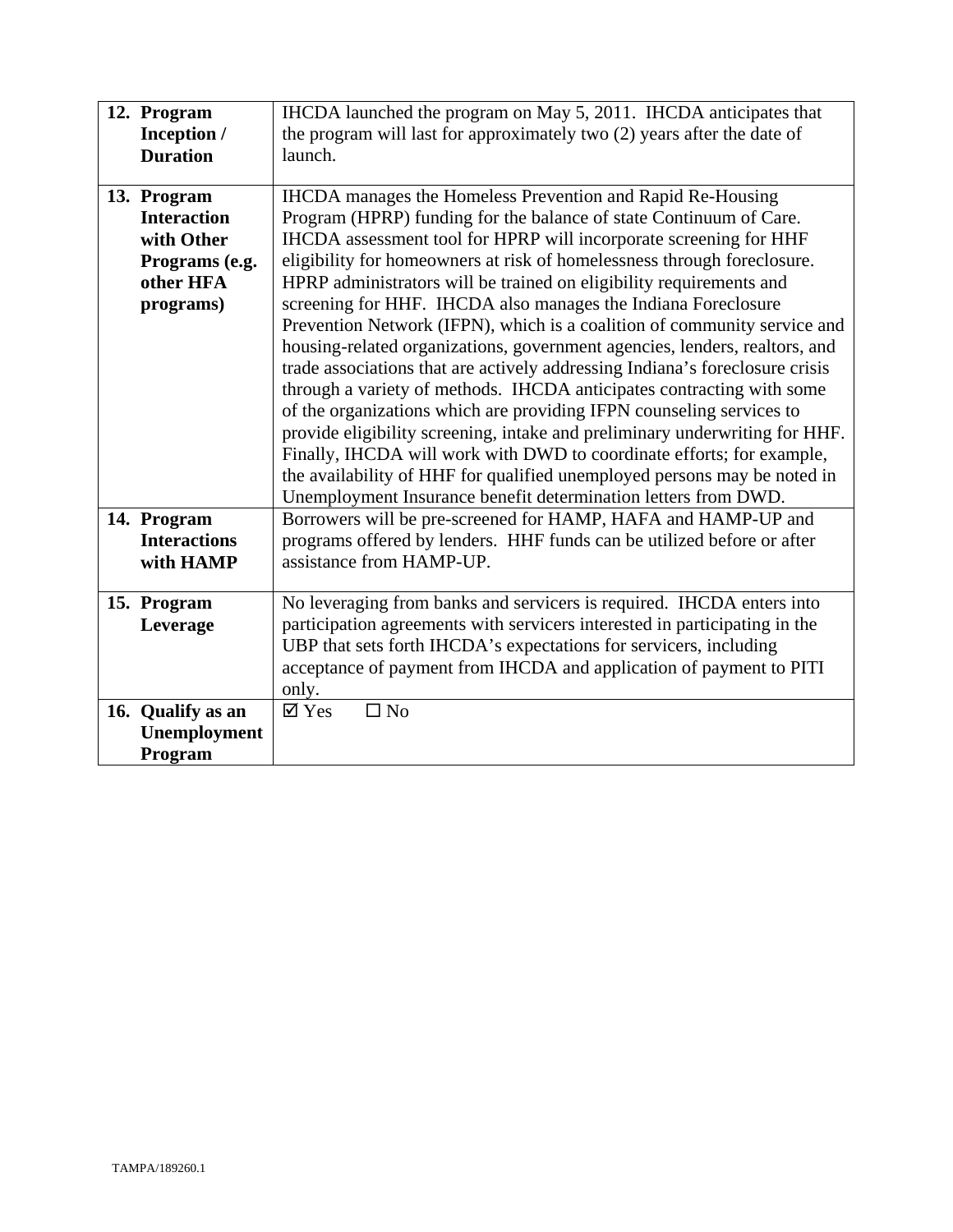| | |
|---|---|
| **12. Program Inception / Duration** | IHCDA launched the program on May 5, 2011. IHCDA anticipates that the program will last for approximately two (2) years after the date of launch. |
| **13. Program Interaction with Other Programs (e.g. other HFA programs)** | IHCDA manages the Homeless Prevention and Rapid Re-Housing Program (HPRP) funding for the balance of state Continuum of Care. IHCDA assessment tool for HPRP will incorporate screening for HHF eligibility for homeowners at risk of homelessness through foreclosure. HPRP administrators will be trained on eligibility requirements and screening for HHF. IHCDA also manages the Indiana Foreclosure Prevention Network (IFPN), which is a coalition of community service and housing-related organizations, government agencies, lenders, realtors, and trade associations that are actively addressing Indiana's foreclosure crisis through a variety of methods. IHCDA anticipates contracting with some of the organizations which are providing IFPN counseling services to provide eligibility screening, intake and preliminary underwriting for HHF. Finally, IHCDA will work with DWD to coordinate efforts; for example, the availability of HHF for qualified unemployed persons may be noted in Unemployment Insurance benefit determination letters from DWD. |
| **14. Program Interactions with HAMP** | Borrowers will be pre-screened for HAMP, HAFA and HAMP-UP and programs offered by lenders. HHF funds can be utilized before or after assistance from HAMP-UP. |
| **15. Program Leverage** | No leveraging from banks and servicers is required. IHCDA enters into participation agreements with servicers interested in participating in the UBP that sets forth IHCDA's expectations for servicers, including acceptance of payment from IHCDA and application of payment to PITI only. |
| **16. Qualify as an Unemployment Program** | ☑ Yes ☐ No |